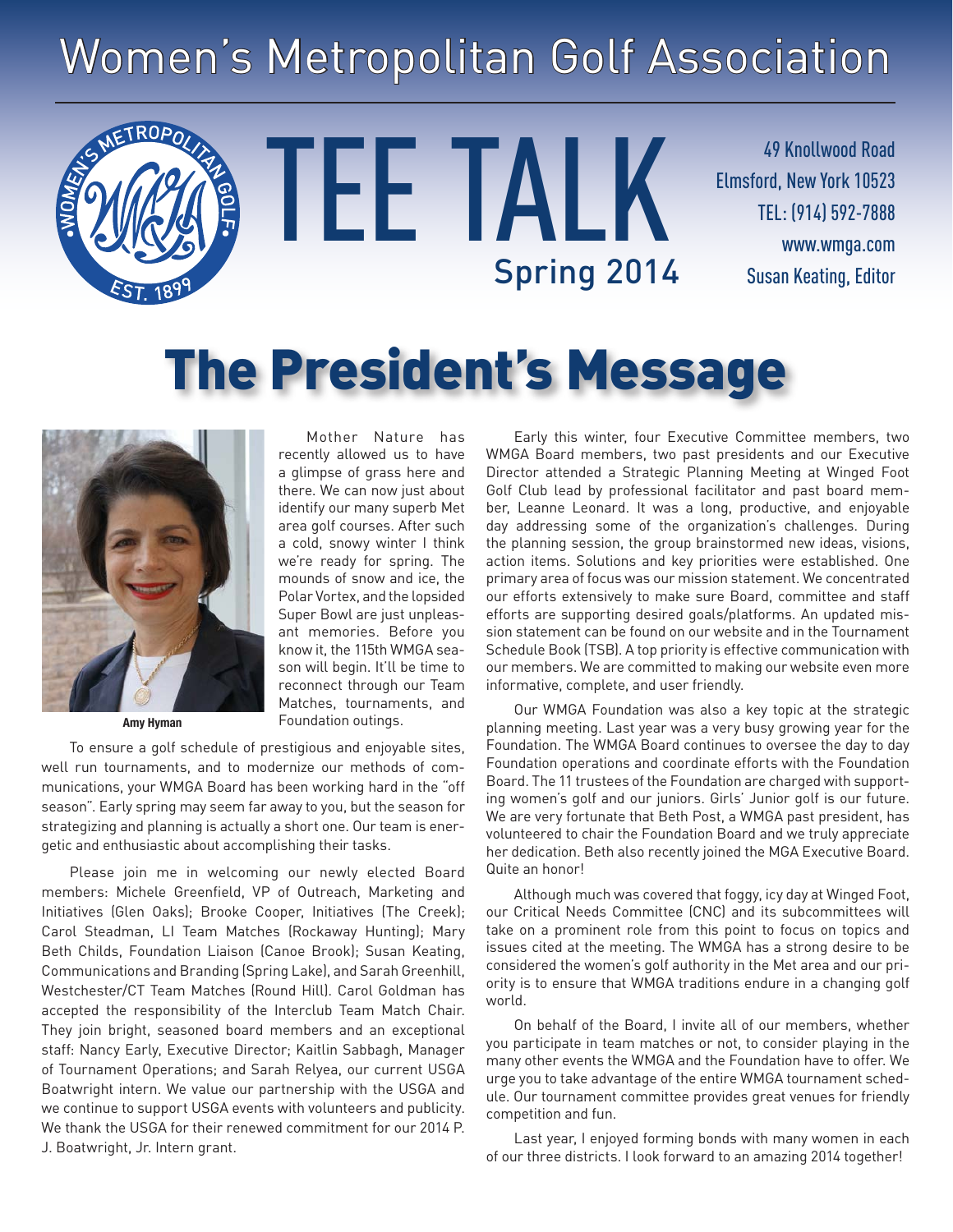# Women's Metropolitan Golf Association

# TEE TALK

Spring 2014

49 Knollwood Road
Elmsford, New York 10523
TEL: (914) 592-7888
www.wmga.com
Susan Keating, Editor

## The President's Message

Amy Hyman

Mother Nature has recently allowed us to have a glimpse of grass here and there. We can now just about identify our many superb Met area golf courses. After such a cold, snowy winter I think we're ready for spring. The mounds of snow and ice, the Polar Vortex, and the lopsided Super Bowl are just unpleasant memories. Before you know it, the 115th WMGA season will begin. It'll be time to reconnect through our Team Matches, tournaments, and Foundation outings.

To ensure a golf schedule of prestigious and enjoyable sites, well run tournaments, and to modernize our methods of communications, your WMGA Board has been working hard in the "off season". Early spring may seem far away to you, but the season for strategizing and planning is actually a short one. Our team is energetic and enthusiastic about accomplishing their tasks.

Please join me in welcoming our newly elected Board members: Michele Greenfield, VP of Outreach, Marketing and Initiatives (Glen Oaks); Brooke Cooper, Initiatives (The Creek); Carol Steadman, LI Team Matches (Rockaway Hunting); Mary Beth Childs, Foundation Liaison (Canoe Brook); Susan Keating, Communications and Branding (Spring Lake), and Sarah Greenhill, Westchester/CT Team Matches (Round Hill). Carol Goldman has accepted the responsibility of the Interclub Team Match Chair. They join bright, seasoned board members and an exceptional staff: Nancy Early, Executive Director; Kaitlin Sabbagh, Manager of Tournament Operations; and Sarah Relyea, our current USGA Boatwright intern. We value our partnership with the USGA and we continue to support USGA events with volunteers and publicity. We thank the USGA for their renewed commitment for our 2014 P. J. Boatwright, Jr. Intern grant.

Early this winter, four Executive Committee members, two WMGA Board members, two past presidents and our Executive Director attended a Strategic Planning Meeting at Winged Foot Golf Club lead by professional facilitator and past board member, Leanne Leonard. It was a long, productive, and enjoyable day addressing some of the organization's challenges. During the planning session, the group brainstormed new ideas, visions, action items. Solutions and key priorities were established. One primary area of focus was our mission statement. We concentrated our efforts extensively to make sure Board, committee and staff efforts are supporting desired goals/platforms. An updated mission statement can be found on our website and in the Tournament Schedule Book (TSB). A top priority is effective communication with our members. We are committed to making our website even more informative, complete, and user friendly.

Our WMGA Foundation was also a key topic at the strategic planning meeting. Last year was a very busy growing year for the Foundation. The WMGA Board continues to oversee the day to day Foundation operations and coordinate efforts with the Foundation Board. The 11 trustees of the Foundation are charged with supporting women's golf and our juniors. Girls' Junior golf is our future. We are very fortunate that Beth Post, a WMGA past president, has volunteered to chair the Foundation Board and we truly appreciate her dedication. Beth also recently joined the MGA Executive Board. Quite an honor!

Although much was covered that foggy, icy day at Winged Foot, our Critical Needs Committee (CNC) and its subcommittees will take on a prominent role from this point to focus on topics and issues cited at the meeting. The WMGA has a strong desire to be considered the women's golf authority in the Met area and our priority is to ensure that WMGA traditions endure in a changing golf world.

On behalf of the Board, I invite all of our members, whether you participate in team matches or not, to consider playing in the many other events the WMGA and the Foundation have to offer. We urge you to take advantage of the entire WMGA tournament schedule. Our tournament committee provides great venues for friendly competition and fun.

Last year, I enjoyed forming bonds with many women in each of our three districts. I look forward to an amazing 2014 together!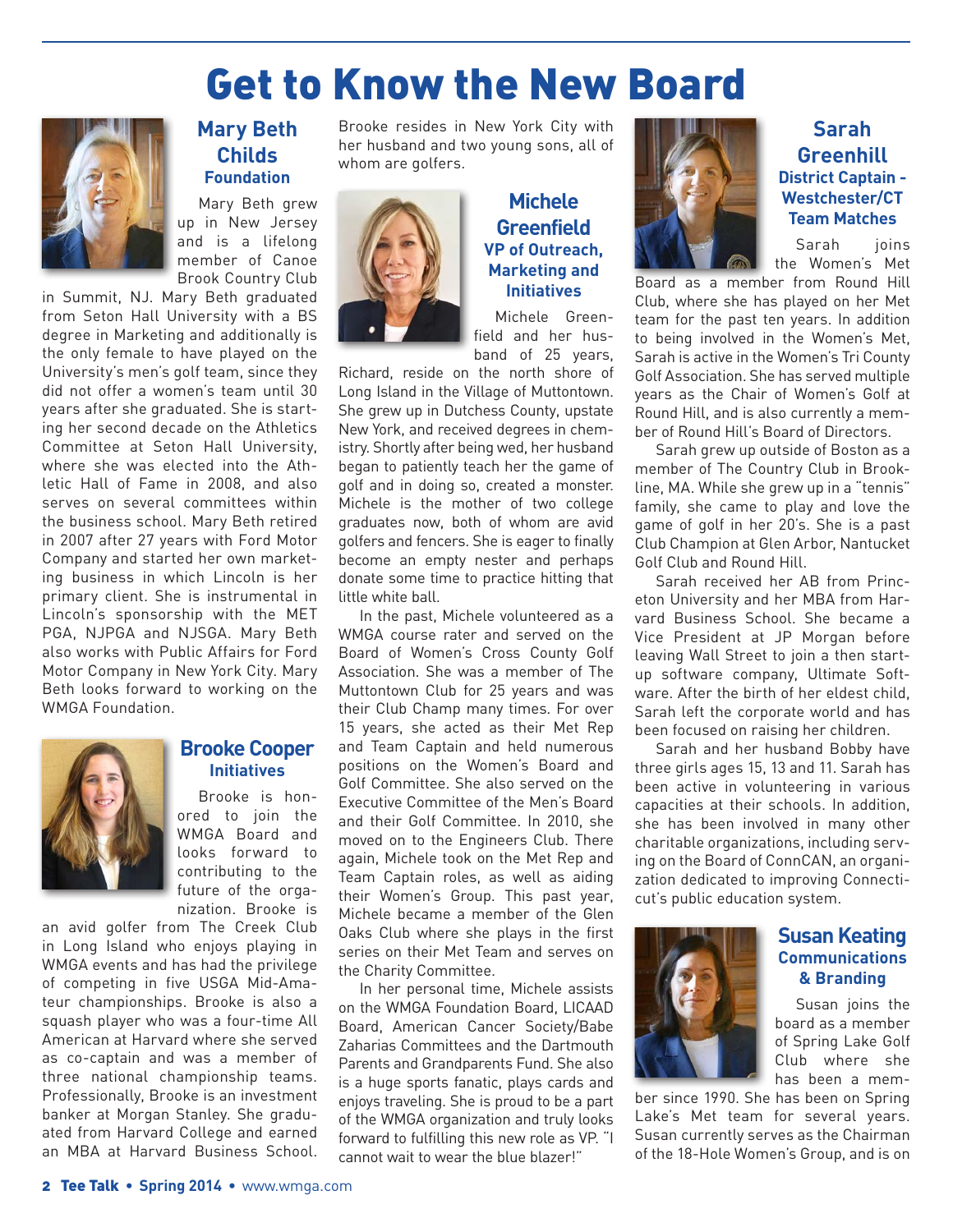# Get to Know the New Board

## Mary Beth Childs
### Foundation

Mary Beth grew up in New Jersey and is a lifelong member of Canoe Brook Country Club in Summit, NJ. Mary Beth graduated from Seton Hall University with a BS degree in Marketing and additionally is the only female to have played on the University's men's golf team, since they did not offer a women's team until 30 years after she graduated. She is starting her second decade on the Athletics Committee at Seton Hall University, where she was elected into the Athletic Hall of Fame in 2008, and also serves on several committees within the business school. Mary Beth retired in 2007 after 27 years with Ford Motor Company and started her own marketing business in which Lincoln is her primary client. She is instrumental in Lincoln's sponsorship with the MET PGA, NJPGA and NJSGA. Mary Beth also works with Public Affairs for Ford Motor Company in New York City. Mary Beth looks forward to working on the WMGA Foundation.

## Brooke Cooper
### Initiatives

Brooke is honored to join the WMGA Board and looks forward to contributing to the future of the organization. Brooke is an avid golfer from The Creek Club in Long Island who enjoys playing in WMGA events and has had the privilege of competing in five USGA Mid-Amateur championships. Brooke is also a squash player who was a four-time All American at Harvard where she served as co-captain and was a member of three national championship teams. Professionally, Brooke is an investment banker at Morgan Stanley. She graduated from Harvard College and earned an MBA at Harvard Business School. Brooke resides in New York City with her husband and two young sons, all of whom are golfers.

## Michele Greenfield
### VP of Outreach, Marketing and Initiatives

Michele Greenfield and her husband of 25 years, Richard, reside on the north shore of Long Island in the Village of Muttontown. She grew up in Dutchess County, upstate New York, and received degrees in chemistry. Shortly after being wed, her husband began to patiently teach her the game of golf and in doing so, created a monster. Michele is the mother of two college graduates now, both of whom are avid golfers and fencers. She is eager to finally become an empty nester and perhaps donate some time to practice hitting that little white ball.

In the past, Michele volunteered as a WMGA course rater and served on the Board of Women's Cross County Golf Association. She was a member of The Muttontown Club for 25 years and was their Club Champ many times. For over 15 years, she acted as their Met Rep and Team Captain and held numerous positions on the Women's Board and Golf Committee. She also served on the Executive Committee of the Men's Board and their Golf Committee. In 2010, she moved on to the Engineers Club. There again, Michele took on the Met Rep and Team Captain roles, as well as aiding their Women's Group. This past year, Michele became a member of the Glen Oaks Club where she plays in the first series on their Met Team and serves on the Charity Committee.

In her personal time, Michele assists on the WMGA Foundation Board, LICAAD Board, American Cancer Society/Babe Zaharias Committees and the Dartmouth Parents and Grandparents Fund. She also is a huge sports fanatic, plays cards and enjoys traveling. She is proud to be a part of the WMGA organization and truly looks forward to fulfilling this new role as VP. "I cannot wait to wear the blue blazer!"

## Sarah Greenhill
### District Captain - Westchester/CT Team Matches

Sarah joins the Women's Met Board as a member from Round Hill Club, where she has played on her Met team for the past ten years. In addition to being involved in the Women's Met, Sarah is active in the Women's Tri County Golf Association. She has served multiple years as the Chair of Women's Golf at Round Hill, and is also currently a member of Round Hill's Board of Directors.

Sarah grew up outside of Boston as a member of The Country Club in Brookline, MA. While she grew up in a "tennis" family, she came to play and love the game of golf in her 20's. She is a past Club Champion at Glen Arbor, Nantucket Golf Club and Round Hill.

Sarah received her AB from Princeton University and her MBA from Harvard Business School. She became a Vice President at JP Morgan before leaving Wall Street to join a then start-up software company, Ultimate Software. After the birth of her eldest child, Sarah left the corporate world and has been focused on raising her children.

Sarah and her husband Bobby have three girls ages 15, 13 and 11. Sarah has been active in volunteering in various capacities at their schools. In addition, she has been involved in many other charitable organizations, including serving on the Board of ConnCAN, an organization dedicated to improving Connecticut's public education system.

## Susan Keating
### Communications & Branding

Susan joins the board as a member of Spring Lake Golf Club where she has been a member since 1990. She has been on Spring Lake's Met team for several years. Susan currently serves as the Chairman of the 18-Hole Women's Group, and is on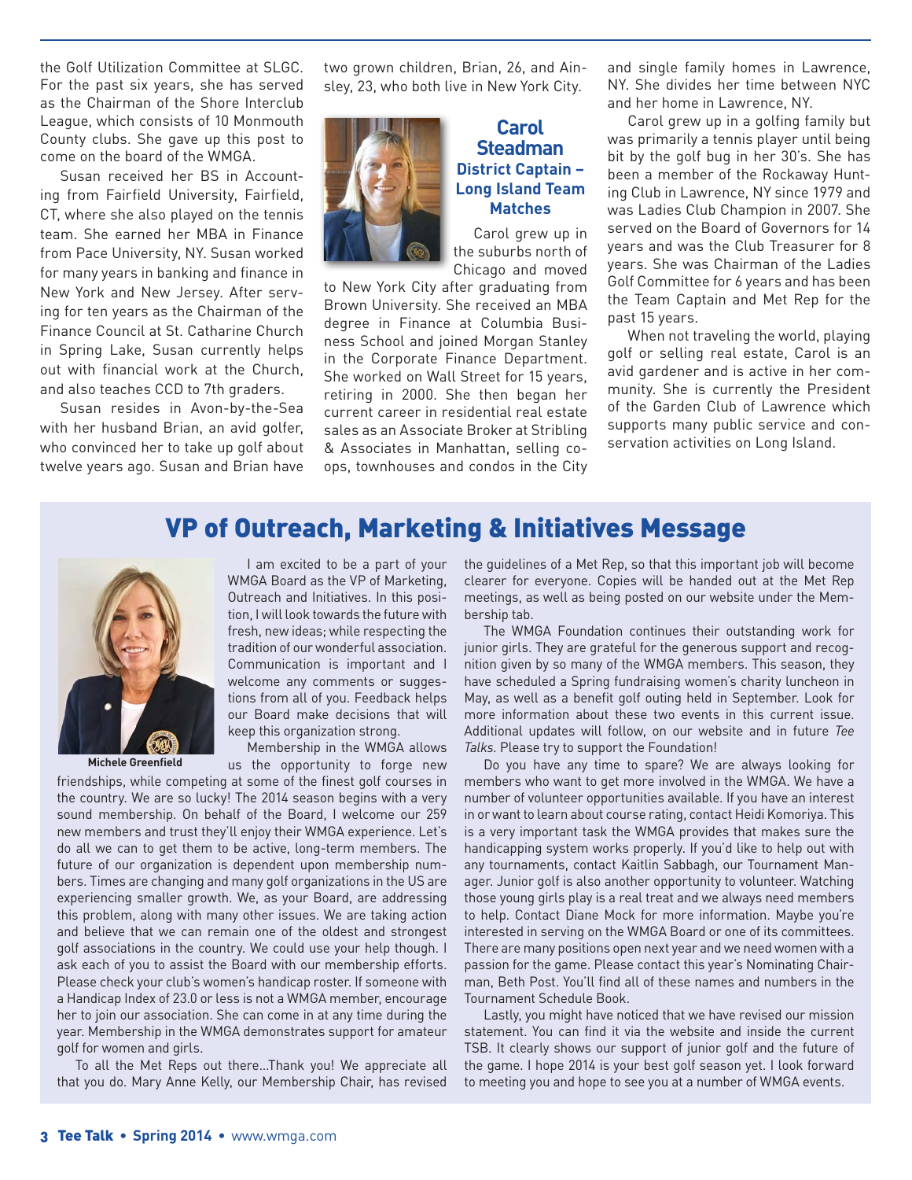the Golf Utilization Committee at SLGC. For the past six years, she has served as the Chairman of the Shore Interclub League, which consists of 10 Monmouth County clubs. She gave up this post to come on the board of the WMGA.

Susan received her BS in Accounting from Fairfield University, Fairfield, CT, where she also played on the tennis team. She earned her MBA in Finance from Pace University, NY. Susan worked for many years in banking and finance in New York and New Jersey. After serving for ten years as the Chairman of the Finance Council at St. Catharine Church in Spring Lake, Susan currently helps out with financial work at the Church, and also teaches CCD to 7th graders.

Susan resides in Avon-by-the-Sea with her husband Brian, an avid golfer, who convinced her to take up golf about twelve years ago. Susan and Brian have two grown children, Brian, 26, and Ainsley, 23, who both live in New York City.

### Carol Steadman
**District Captain – Long Island Team Matches**

Carol grew up in the suburbs north of Chicago and moved to New York City after graduating from Brown University. She received an MBA degree in Finance at Columbia Business School and joined Morgan Stanley in the Corporate Finance Department. She worked on Wall Street for 15 years, retiring in 2000. She then began her current career in residential real estate sales as an Associate Broker at Stribling & Associates in Manhattan, selling co-ops, townhouses and condos in the City and single family homes in Lawrence, NY. She divides her time between NYC and her home in Lawrence, NY.

Carol grew up in a golfing family but was primarily a tennis player until being bit by the golf bug in her 30's. She has been a member of the Rockaway Hunting Club in Lawrence, NY since 1979 and was Ladies Club Champion in 2007. She served on the Board of Governors for 14 years and was the Club Treasurer for 8 years. She was Chairman of the Ladies Golf Committee for 6 years and has been the Team Captain and Met Rep for the past 15 years.

When not traveling the world, playing golf or selling real estate, Carol is an avid gardener and is active in her community. She is currently the President of the Garden Club of Lawrence which supports many public service and conservation activities on Long Island.

## VP of Outreach, Marketing & Initiatives Message

**Michele Greenfield**

I am excited to be a part of your WMGA Board as the VP of Marketing, Outreach and Initiatives. In this position, I will look towards the future with fresh, new ideas; while respecting the tradition of our wonderful association. Communication is important and I welcome any comments or suggestions from all of you. Feedback helps our Board make decisions that will keep this organization strong.

Membership in the WMGA allows us the opportunity to forge new friendships, while competing at some of the finest golf courses in the country. We are so lucky! The 2014 season begins with a very sound membership. On behalf of the Board, I welcome our 259 new members and trust they'll enjoy their WMGA experience. Let's do all we can to get them to be active, long-term members. The future of our organization is dependent upon membership numbers. Times are changing and many golf organizations in the US are experiencing smaller growth. We, as your Board, are addressing this problem, along with many other issues. We are taking action and believe that we can remain one of the oldest and strongest golf associations in the country. We could use your help though. I ask each of you to assist the Board with our membership efforts. Please check your club's women's handicap roster. If someone with a Handicap Index of 23.0 or less is not a WMGA member, encourage her to join our association. She can come in at any time during the year. Membership in the WMGA demonstrates support for amateur golf for women and girls.

To all the Met Reps out there...Thank you! We appreciate all that you do. Mary Anne Kelly, our Membership Chair, has revised the guidelines of a Met Rep, so that this important job will become clearer for everyone. Copies will be handed out at the Met Rep meetings, as well as being posted on our website under the Membership tab.

The WMGA Foundation continues their outstanding work for junior girls. They are grateful for the generous support and recognition given by so many of the WMGA members. This season, they have scheduled a Spring fundraising women's charity luncheon in May, as well as a benefit golf outing held in September. Look for more information about these two events in this current issue. Additional updates will follow, on our website and in future *Tee Talks*. Please try to support the Foundation!

Do you have any time to spare? We are always looking for members who want to get more involved in the WMGA. We have a number of volunteer opportunities available. If you have an interest in or want to learn about course rating, contact Heidi Komoriya. This is a very important task the WMGA provides that makes sure the handicapping system works properly. If you'd like to help out with any tournaments, contact Kaitlin Sabbagh, our Tournament Manager. Junior golf is also another opportunity to volunteer. Watching those young girls play is a real treat and we always need members to help. Contact Diane Mock for more information. Maybe you're interested in serving on the WMGA Board or one of its committees. There are many positions open next year and we need women with a passion for the game. Please contact this year's Nominating Chairman, Beth Post. You'll find all of these names and numbers in the Tournament Schedule Book.

Lastly, you might have noticed that we have revised our mission statement. You can find it via the website and inside the current TSB. It clearly shows our support of junior golf and the future of the game. I hope 2014 is your best golf season yet. I look forward to meeting you and hope to see you at a number of WMGA events.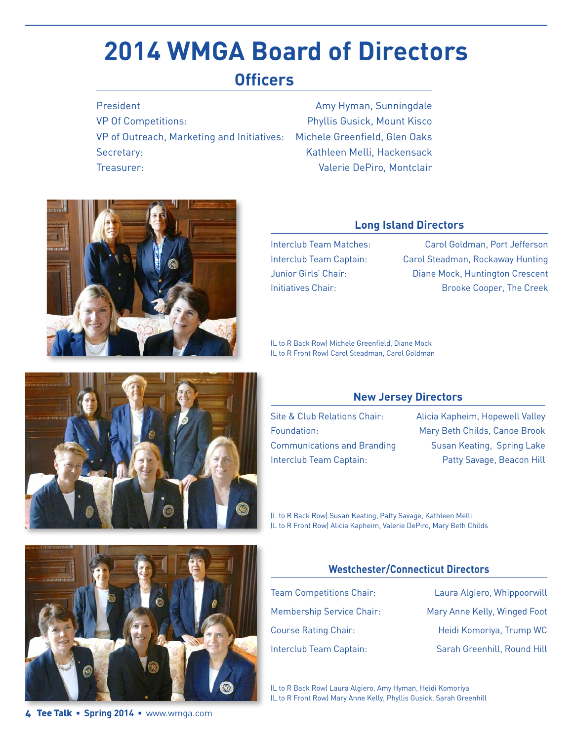# 2014 WMGA Board of Directors

## Officers

| | |
|---|---|
| President | Amy Hyman, Sunningdale |
| VP Of Competitions: | Phyllis Gusick, Mount Kisco |
| VP of Outreach, Marketing and Initiatives: | Michele Greenfield, Glen Oaks |
| Secretary: | Kathleen Melli, Hackensack |
| Treasurer: | Valerie DePiro, Montclair |

### Long Island Directors

| | |
|---|---|
| Interclub Team Matches: | Carol Goldman, Port Jefferson |
| Interclub Team Captain: | Carol Steadman, Rockaway Hunting |
| Junior Girls' Chair: | Diane Mock, Huntington Crescent |
| Initiatives Chair: | Brooke Cooper, The Creek |

(L to R Back Row) Michele Greenfield, Diane Mock
(L to R Front Row) Carol Steadman, Carol Goldman

### New Jersey Directors

| | |
|---|---|
| Site & Club Relations Chair: | Alicia Kapheim, Hopewell Valley |
| Foundation: | Mary Beth Childs, Canoe Brook |
| Communications and Branding | Susan Keating, Spring Lake |
| Interclub Team Captain: | Patty Savage, Beacon Hill |

(L to R Back Row) Susan Keating, Patty Savage, Kathleen Melli
(L to R Front Row) Alicia Kapheim, Valerie DePiro, Mary Beth Childs

### Westchester/Connecticut Directors

| | |
|---|---|
| Team Competitions Chair: | Laura Algiero, Whippoorwill |
| Membership Service Chair: | Mary Anne Kelly, Winged Foot |
| Course Rating Chair: | Heidi Komoriya, Trump WC |
| Interclub Team Captain: | Sarah Greenhill, Round Hill |

(L to R Back Row) Laura Algiero, Amy Hyman, Heidi Komoriya
(L to R Front Row) Mary Anne Kelly, Phyllis Gusick, Sarah Greenhill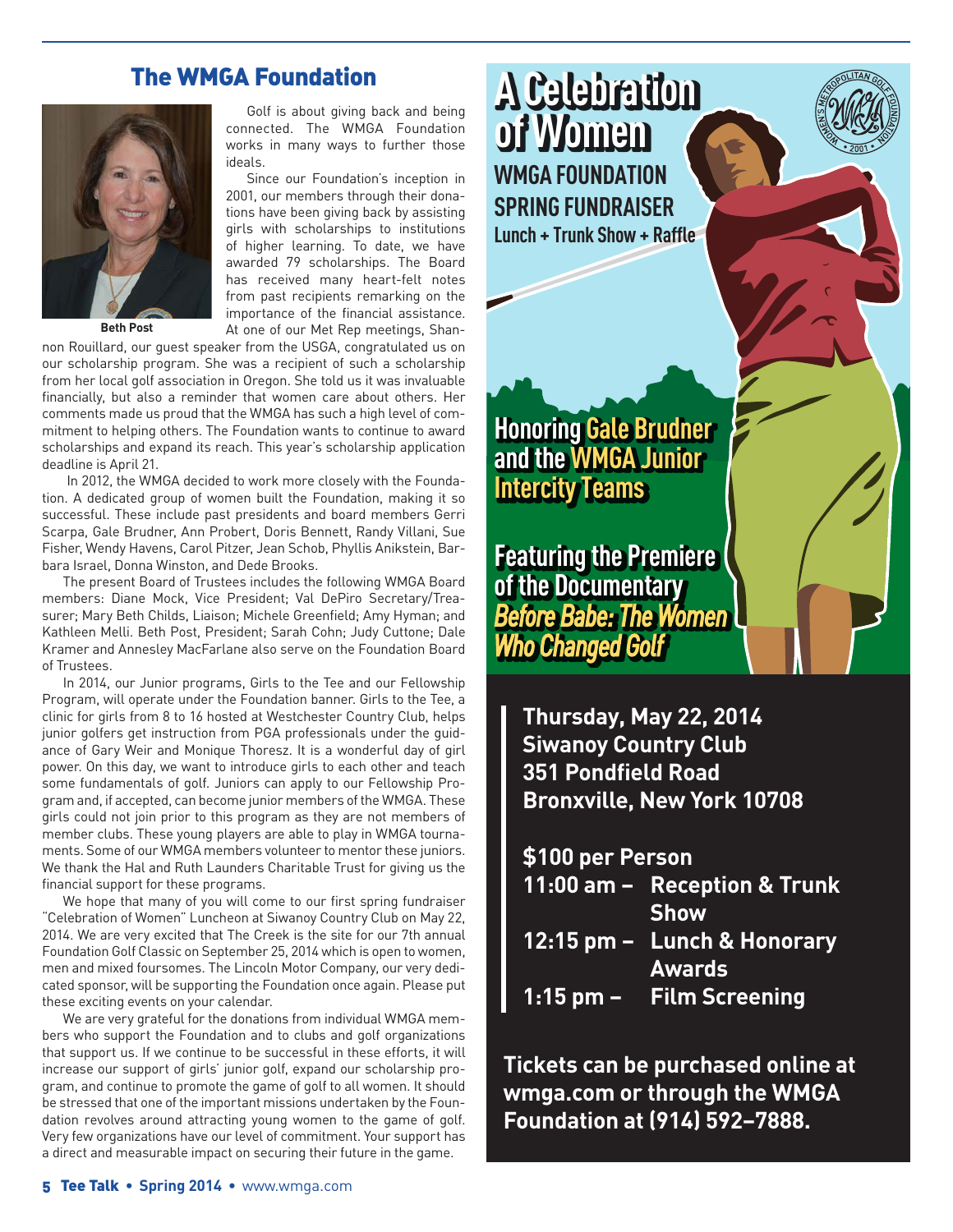## The WMGA Foundation

Beth Post

Golf is about giving back and being connected. The WMGA Foundation works in many ways to further those ideals.

Since our Foundation's inception in 2001, our members through their donations have been giving back by assisting girls with scholarships to institutions of higher learning. To date, we have awarded 79 scholarships. The Board has received many heart-felt notes from past recipients remarking on the importance of the financial assistance. At one of our Met Rep meetings, Shannon Rouillard, our guest speaker from the USGA, congratulated us on our scholarship program. She was a recipient of such a scholarship from her local golf association in Oregon. She told us it was invaluable financially, but also a reminder that women care about others. Her comments made us proud that the WMGA has such a high level of commitment to helping others. The Foundation wants to continue to award scholarships and expand its reach. This year's scholarship application deadline is April 21.

In 2012, the WMGA decided to work more closely with the Foundation. A dedicated group of women built the Foundation, making it so successful. These include past presidents and board members Gerri Scarpa, Gale Brudner, Ann Probert, Doris Bennett, Randy Villani, Sue Fisher, Wendy Havens, Carol Pitzer, Jean Schob, Phyllis Anikstein, Barbara Israel, Donna Winston, and Dede Brooks.

The present Board of Trustees includes the following WMGA Board members: Diane Mock, Vice President; Val DePiro Secretary/Treasurer; Mary Beth Childs, Liaison; Michele Greenfield; Amy Hyman; and Kathleen Melli. Beth Post, President; Sarah Cohn; Judy Cuttone; Dale Kramer and Annesley MacFarlane also serve on the Foundation Board of Trustees.

In 2014, our Junior programs, Girls to the Tee and our Fellowship Program, will operate under the Foundation banner. Girls to the Tee, a clinic for girls from 8 to 16 hosted at Westchester Country Club, helps junior golfers get instruction from PGA professionals under the guidance of Gary Weir and Monique Thoresz. It is a wonderful day of girl power. On this day, we want to introduce girls to each other and teach some fundamentals of golf. Juniors can apply to our Fellowship Program and, if accepted, can become junior members of the WMGA. These girls could not join prior to this program as they are not members of member clubs. These young players are able to play in WMGA tournaments. Some of our WMGA members volunteer to mentor these juniors. We thank the Hal and Ruth Launders Charitable Trust for giving us the financial support for these programs.

We hope that many of you will come to our first spring fundraiser "Celebration of Women" Luncheon at Siwanoy Country Club on May 22, 2014. We are very excited that The Creek is the site for our 7th annual Foundation Golf Classic on September 25, 2014 which is open to women, men and mixed foursomes. The Lincoln Motor Company, our very dedicated sponsor, will be supporting the Foundation once again. Please put these exciting events on your calendar.

We are very grateful for the donations from individual WMGA members who support the Foundation and to clubs and golf organizations that support us. If we continue to be successful in these efforts, it will increase our support of girls' junior golf, expand our scholarship program, and continue to promote the game of golf to all women. It should be stressed that one of the important missions undertaken by the Foundation revolves around attracting young women to the game of golf. Very few organizations have our level of commitment. Your support has a direct and measurable impact on securing their future in the game.

# A Celebration of Women

**WMGA FOUNDATION SPRING FUNDRAISER**

**Lunch + Trunk Show + Raffle**

**Honoring Gale Brudner and the WMGA Junior Intercity Teams**

**Featuring the Premiere of the Documentary *Before Babe: The Women Who Changed Golf***

**Thursday, May 22, 2014**
**Siwanoy Country Club**
**351 Pondfield Road**
**Bronxville, New York 10708**

**$100 per Person**

**11:00 am – Reception & Trunk Show**
**12:15 pm – Lunch & Honorary Awards**
**1:15 pm – Film Screening**

**Tickets can be purchased online at wmga.com or through the WMGA Foundation at (914) 592–7888.**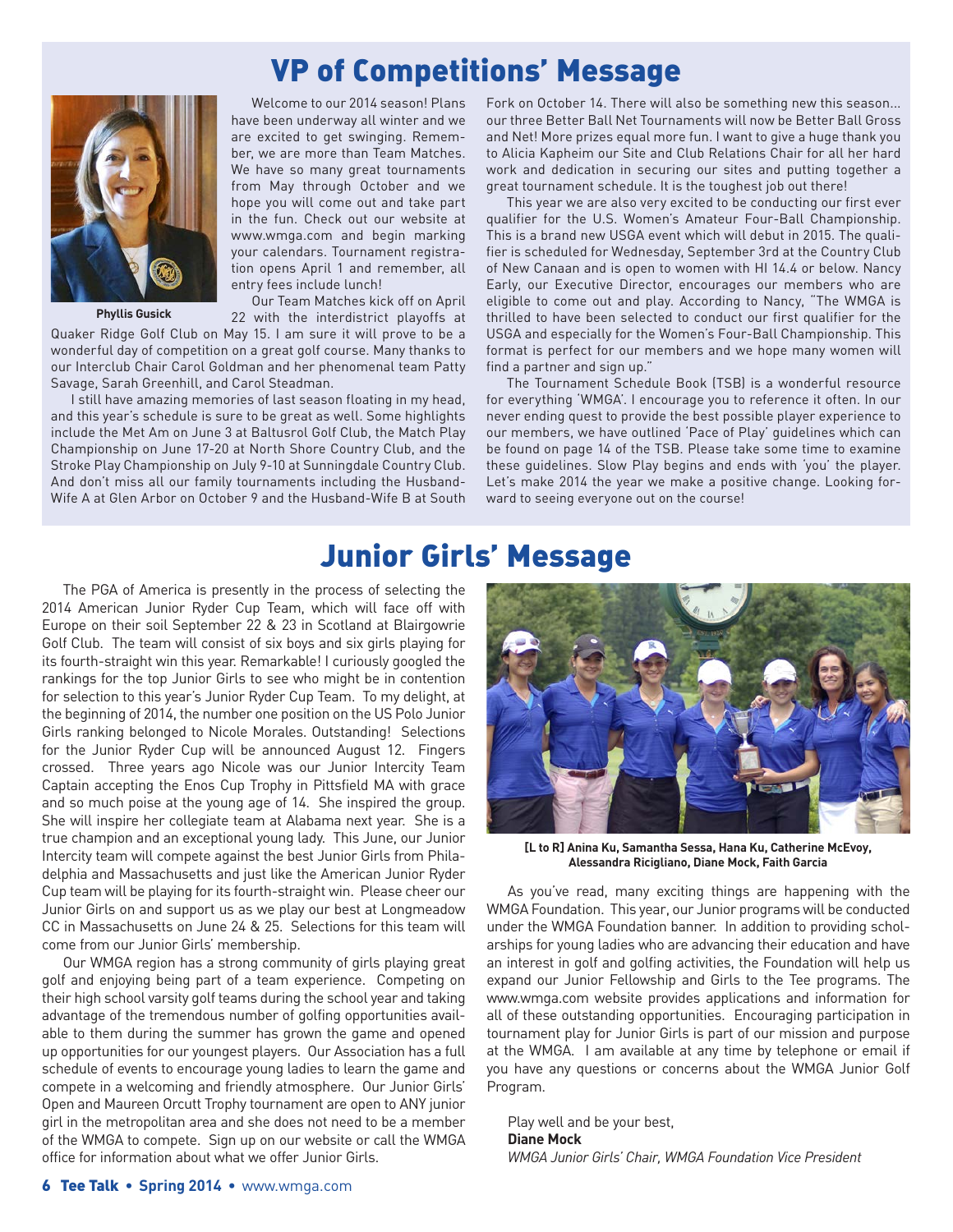# VP of Competitions' Message

Phyllis Gusick

Welcome to our 2014 season! Plans have been underway all winter and we are excited to get swinging. Remember, we are more than Team Matches. We have so many great tournaments from May through October and we hope you will come out and take part in the fun. Check out our website at www.wmga.com and begin marking your calendars. Tournament registration opens April 1 and remember, all entry fees include lunch!

Our Team Matches kick off on April 22 with the interdistrict playoffs at Quaker Ridge Golf Club on May 15. I am sure it will prove to be a wonderful day of competition on a great golf course. Many thanks to our Interclub Chair Carol Goldman and her phenomenal team Patty Savage, Sarah Greenhill, and Carol Steadman.

I still have amazing memories of last season floating in my head, and this year's schedule is sure to be great as well. Some highlights include the Met Am on June 3 at Baltusrol Golf Club, the Match Play Championship on June 17-20 at North Shore Country Club, and the Stroke Play Championship on July 9-10 at Sunningdale Country Club. And don't miss all our family tournaments including the Husband-Wife A at Glen Arbor on October 9 and the Husband-Wife B at South Fork on October 14. There will also be something new this season... our three Better Ball Net Tournaments will now be Better Ball Gross and Net! More prizes equal more fun. I want to give a huge thank you to Alicia Kapheim our Site and Club Relations Chair for all her hard work and dedication in securing our sites and putting together a great tournament schedule. It is the toughest job out there!

This year we are also very excited to be conducting our first ever qualifier for the U.S. Women's Amateur Four-Ball Championship. This is a brand new USGA event which will debut in 2015. The qualifier is scheduled for Wednesday, September 3rd at the Country Club of New Canaan and is open to women with HI 14.4 or below. Nancy Early, our Executive Director, encourages our members who are eligible to come out and play. According to Nancy, "The WMGA is thrilled to have been selected to conduct our first qualifier for the USGA and especially for the Women's Four-Ball Championship. This format is perfect for our members and we hope many women will find a partner and sign up."

The Tournament Schedule Book (TSB) is a wonderful resource for everything 'WMGA'. I encourage you to reference it often. In our never ending quest to provide the best possible player experience to our members, we have outlined 'Pace of Play' guidelines which can be found on page 14 of the TSB. Please take some time to examine these guidelines. Slow Play begins and ends with 'you' the player. Let's make 2014 the year we make a positive change. Looking forward to seeing everyone out on the course!

# Junior Girls' Message

The PGA of America is presently in the process of selecting the 2014 American Junior Ryder Cup Team, which will face off with Europe on their soil September 22 & 23 in Scotland at Blairgowrie Golf Club. The team will consist of six boys and six girls playing for its fourth-straight win this year. Remarkable! I curiously googled the rankings for the top Junior Girls to see who might be in contention for selection to this year's Junior Ryder Cup Team. To my delight, at the beginning of 2014, the number one position on the US Polo Junior Girls ranking belonged to Nicole Morales. Outstanding! Selections for the Junior Ryder Cup will be announced August 12. Fingers crossed. Three years ago Nicole was our Junior Intercity Team Captain accepting the Enos Cup Trophy in Pittsfield MA with grace and so much poise at the young age of 14. She inspired the group. She will inspire her collegiate team at Alabama next year. She is a true champion and an exceptional young lady. This June, our Junior Intercity team will compete against the best Junior Girls from Philadelphia and Massachusetts and just like the American Junior Ryder Cup team will be playing for its fourth-straight win. Please cheer our Junior Girls on and support us as we play our best at Longmeadow CC in Massachusetts on June 24 & 25. Selections for this team will come from our Junior Girls' membership.

Our WMGA region has a strong community of girls playing great golf and enjoying being part of a team experience. Competing on their high school varsity golf teams during the school year and taking advantage of the tremendous number of golfing opportunities available to them during the summer has grown the game and opened up opportunities for our youngest players. Our Association has a full schedule of events to encourage young ladies to learn the game and compete in a welcoming and friendly atmosphere. Our Junior Girls' Open and Maureen Orcutt Trophy tournament are open to ANY junior girl in the metropolitan area and she does not need to be a member of the WMGA to compete. Sign up on our website or call the WMGA office for information about what we offer Junior Girls.

**[L to R] Anina Ku, Samantha Sessa, Hana Ku, Catherine McEvoy, Alessandra Ricigliano, Diane Mock, Faith Garcia**

As you've read, many exciting things are happening with the WMGA Foundation. This year, our Junior programs will be conducted under the WMGA Foundation banner. In addition to providing scholarships for young ladies who are advancing their education and have an interest in golf and golfing activities, the Foundation will help us expand our Junior Fellowship and Girls to the Tee programs. The www.wmga.com website provides applications and information for all of these outstanding opportunities. Encouraging participation in tournament play for Junior Girls is part of our mission and purpose at the WMGA. I am available at any time by telephone or email if you have any questions or concerns about the WMGA Junior Golf Program.

Play well and be your best,
**Diane Mock**
*WMGA Junior Girls' Chair, WMGA Foundation Vice President*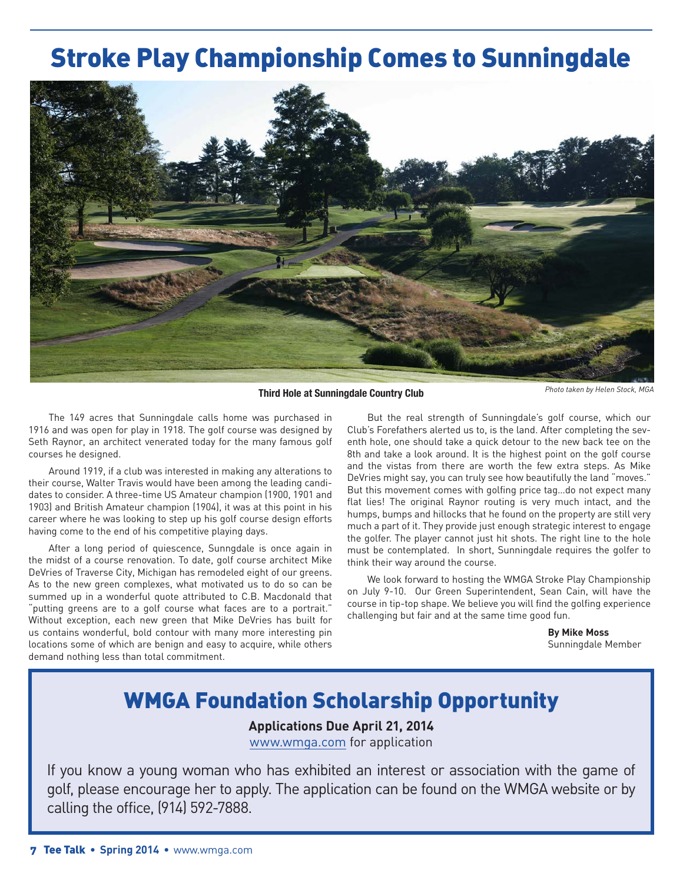# Stroke Play Championship Comes to Sunningdale

**Third Hole at Sunningdale Country Club**

*Photo taken by Helen Stock, MGA*

The 149 acres that Sunningdale calls home was purchased in 1916 and was open for play in 1918. The golf course was designed by Seth Raynor, an architect venerated today for the many famous golf courses he designed.

Around 1919, if a club was interested in making any alterations to their course, Walter Travis would have been among the leading candidates to consider. A three-time US Amateur champion (1900, 1901 and 1903) and British Amateur champion (1904), it was at this point in his career where he was looking to step up his golf course design efforts having come to the end of his competitive playing days.

After a long period of quiescence, Sunngdale is once again in the midst of a course renovation. To date, golf course architect Mike DeVries of Traverse City, Michigan has remodeled eight of our greens. As to the new green complexes, what motivated us to do so can be summed up in a wonderful quote attributed to C.B. Macdonald that "putting greens are to a golf course what faces are to a portrait." Without exception, each new green that Mike DeVries has built for us contains wonderful, bold contour with many more interesting pin locations some of which are benign and easy to acquire, while others demand nothing less than total commitment.

But the real strength of Sunningdale's golf course, which our Club's Forefathers alerted us to, is the land. After completing the seventh hole, one should take a quick detour to the new back tee on the 8th and take a look around. It is the highest point on the golf course and the vistas from there are worth the few extra steps. As Mike DeVries might say, you can truly see how beautifully the land "moves." But this movement comes with golfing price tag…do not expect many flat lies! The original Raynor routing is very much intact, and the humps, bumps and hillocks that he found on the property are still very much a part of it. They provide just enough strategic interest to engage the golfer. The player cannot just hit shots. The right line to the hole must be contemplated. In short, Sunningdale requires the golfer to think their way around the course.

We look forward to hosting the WMGA Stroke Play Championship on July 9-10. Our Green Superintendent, Sean Cain, will have the course in tip-top shape. We believe you will find the golfing experience challenging but fair and at the same time good fun.

**By Mike Moss**
Sunningdale Member

## WMGA Foundation Scholarship Opportunity

**Applications Due April 21, 2014**

www.wmga.com for application

If you know a young woman who has exhibited an interest or association with the game of golf, please encourage her to apply. The application can be found on the WMGA website or by calling the office, (914) 592-7888.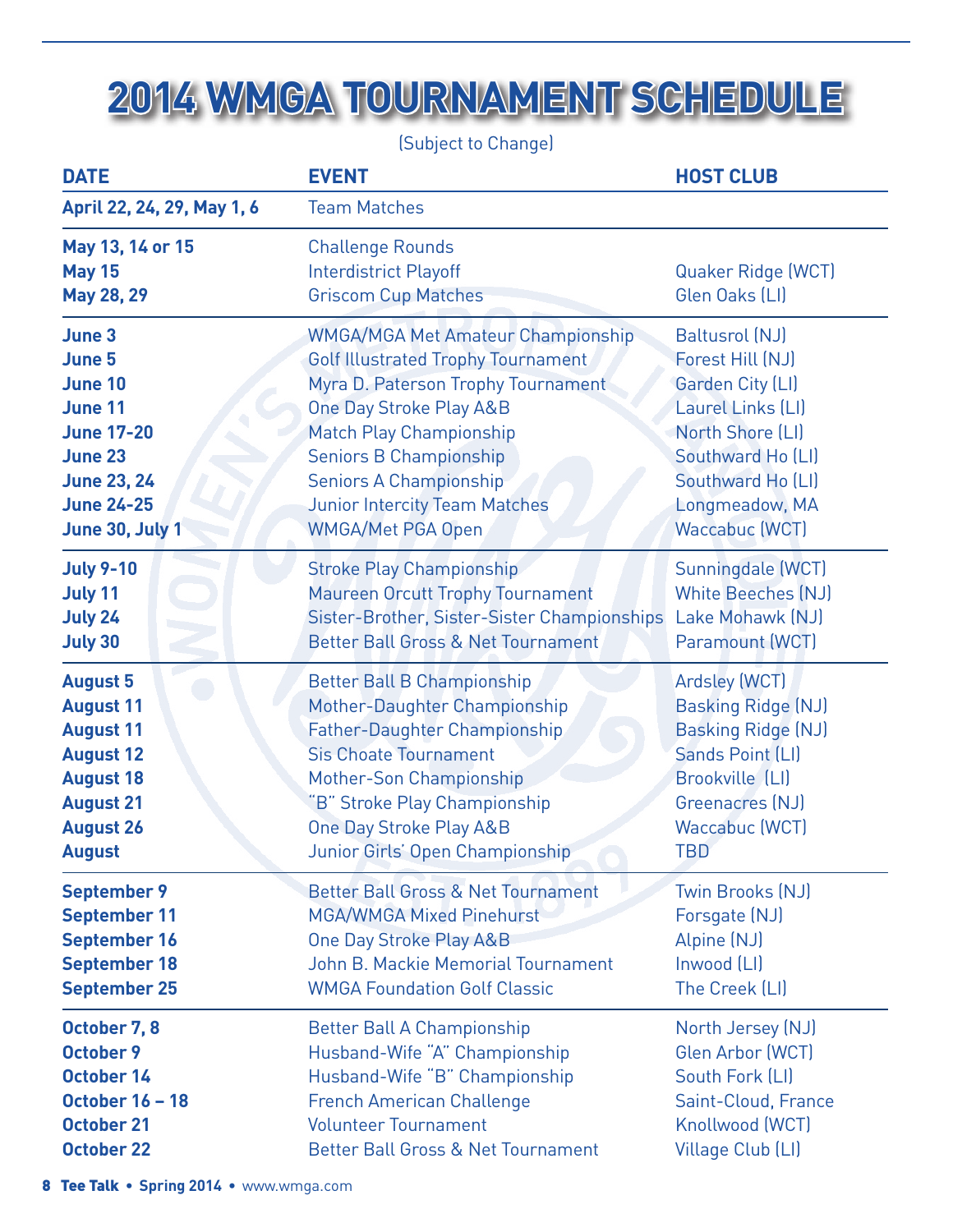# 2014 WMGA TOURNAMENT SCHEDULE

(Subject to Change)

| DATE | EVENT | HOST CLUB |
|---|---|---|
| **April 22, 24, 29, May 1, 6** | Team Matches | |
| **May 13, 14 or 15** | Challenge Rounds | |
| **May 15** | Interdistrict Playoff | Quaker Ridge (WCT) |
| **May 28, 29** | Griscom Cup Matches | Glen Oaks (LI) |
| **June 3** | WMGA/MGA Met Amateur Championship | Baltusrol (NJ) |
| **June 5** | Golf Illustrated Trophy Tournament | Forest Hill (NJ) |
| **June 10** | Myra D. Paterson Trophy Tournament | Garden City (LI) |
| **June 11** | One Day Stroke Play A&B | Laurel Links (LI) |
| **June 17-20** | Match Play Championship | North Shore (LI) |
| **June 23** | Seniors B Championship | Southward Ho (LI) |
| **June 23, 24** | Seniors A Championship | Southward Ho (LI) |
| **June 24-25** | Junior Intercity Team Matches | Longmeadow, MA |
| **June 30, July 1** | WMGA/Met PGA Open | Waccabuc (WCT) |
| **July 9-10** | Stroke Play Championship | Sunningdale (WCT) |
| **July 11** | Maureen Orcutt Trophy Tournament | White Beeches (NJ) |
| **July 24** | Sister-Brother, Sister-Sister Championships | Lake Mohawk (NJ) |
| **July 30** | Better Ball Gross & Net Tournament | Paramount (WCT) |
| **August 5** | Better Ball B Championship | Ardsley (WCT) |
| **August 11** | Mother-Daughter Championship | Basking Ridge (NJ) |
| **August 11** | Father-Daughter Championship | Basking Ridge (NJ) |
| **August 12** | Sis Choate Tournament | Sands Point (LI) |
| **August 18** | Mother-Son Championship | Brookville (LI) |
| **August 21** | "B" Stroke Play Championship | Greenacres (NJ) |
| **August 26** | One Day Stroke Play A&B | Waccabuc (WCT) |
| **August** | Junior Girls' Open Championship | TBD |
| **September 9** | Better Ball Gross & Net Tournament | Twin Brooks (NJ) |
| **September 11** | MGA/WMGA Mixed Pinehurst | Forsgate (NJ) |
| **September 16** | One Day Stroke Play A&B | Alpine (NJ) |
| **September 18** | John B. Mackie Memorial Tournament | Inwood (LI) |
| **September 25** | WMGA Foundation Golf Classic | The Creek (LI) |
| **October 7, 8** | Better Ball A Championship | North Jersey (NJ) |
| **October 9** | Husband-Wife "A" Championship | Glen Arbor (WCT) |
| **October 14** | Husband-Wife "B" Championship | South Fork (LI) |
| **October 16 – 18** | French American Challenge | Saint-Cloud, France |
| **October 21** | Volunteer Tournament | Knollwood (WCT) |
| **October 22** | Better Ball Gross & Net Tournament | Village Club (LI) |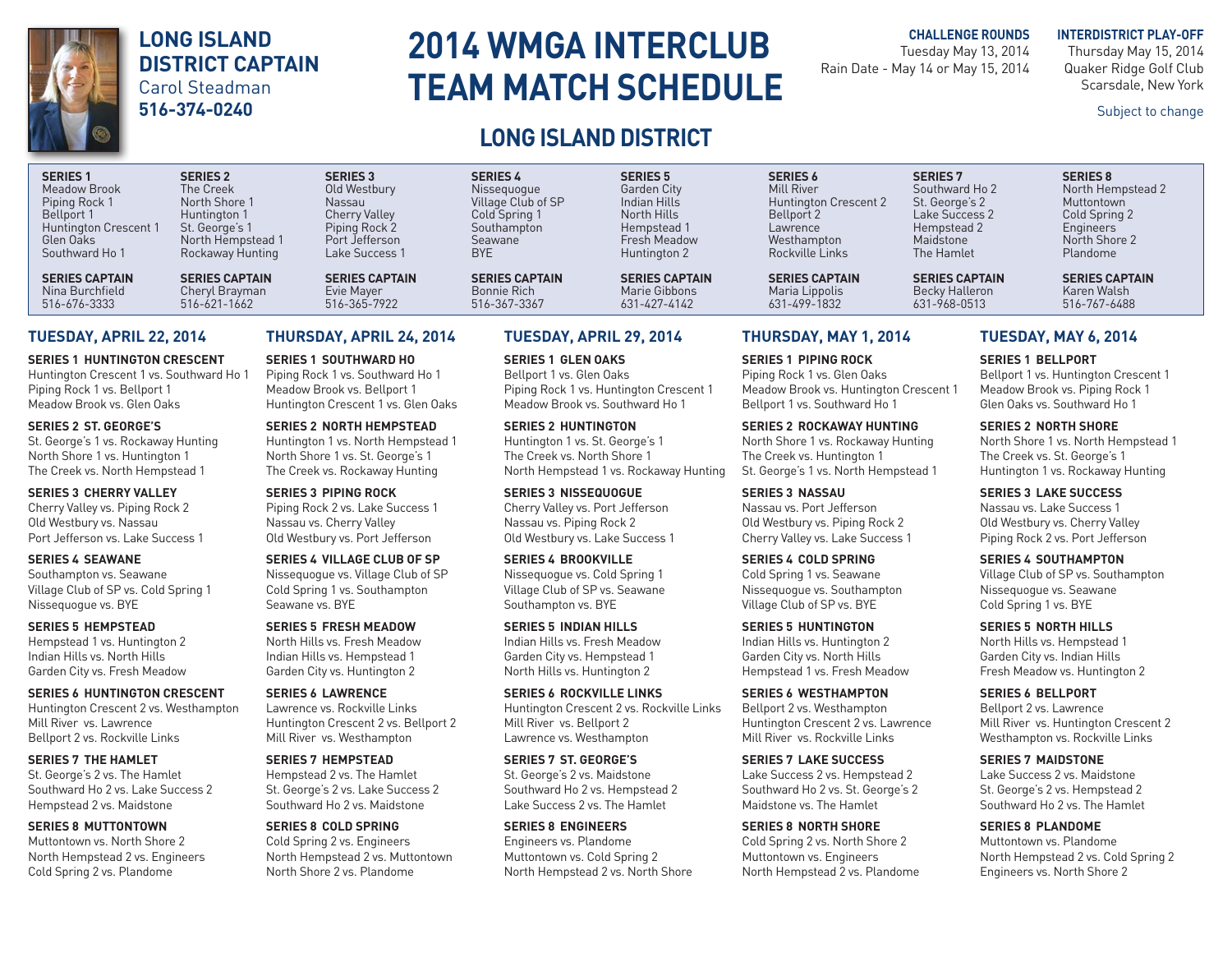# 2014 WMGA INTERCLUB TEAM MATCH SCHEDULE

## LONG ISLAND DISTRICT

**LONG ISLAND DISTRICT CAPTAIN**
Carol Steadman
**516-374-0240**

**CHALLENGE ROUNDS**
Tuesday May 13, 2014
Rain Date - May 14 or May 15, 2014

**INTERDISTRICT PLAY-OFF**
Thursday May 15, 2014
Quaker Ridge Golf Club
Scarsdale, New York

Subject to change

| SERIES 1 | SERIES 2 | SERIES 3 | SERIES 4 | SERIES 5 | SERIES 6 | SERIES 7 | SERIES 8 |
|---|---|---|---|---|---|---|---|
| Meadow Brook | The Creek | Old Westbury | Nissequogue | Garden City | Mill River | Southward Ho 2 | North Hempstead 2 |
| Piping Rock 1 | North Shore 1 | Nassau | Village Club of SP | Indian Hills | Huntington Crescent 2 | St. George's 2 | Muttontown |
| Bellport 1 | Huntington 1 | Cherry Valley | Cold Spring 1 | North Hills | Bellport 2 | Lake Success 2 | Cold Spring 2 |
| Huntington Crescent 1 | St. George's 1 | Piping Rock 2 | Southampton | Hempstead 1 | Lawrence | Hempstead 2 | Engineers |
| Glen Oaks | North Hempstead 1 | Port Jefferson | Seawane | Fresh Meadow | Westhampton | Maidstone | North Shore 2 |
| Southward Ho 1 | Rockaway Hunting | Lake Success 1 | BYE | Huntington 2 | Rockville Links | The Hamlet | Plandome |
| **SERIES CAPTAIN** | **SERIES CAPTAIN** | **SERIES CAPTAIN** | **SERIES CAPTAIN** | **SERIES CAPTAIN** | **SERIES CAPTAIN** | **SERIES CAPTAIN** | **SERIES CAPTAIN** |
| Nina Burchfield | Cheryl Brayman | Evie Mayer | Bonnie Rich | Marie Gibbons | Maria Lippolis | Becky Halleron | Karen Walsh |
| 516-676-3333 | 516-621-1662 | 516-365-7922 | 516-367-3367 | 631-427-4142 | 631-499-1832 | 631-968-0513 | 516-767-6488 |

### TUESDAY, APRIL 22, 2014

**SERIES 1 HUNTINGTON CRESCENT**
Huntington Crescent 1 vs. Southward Ho 1
Piping Rock 1 vs. Bellport 1
Meadow Brook vs. Glen Oaks

**SERIES 2 ST. GEORGE'S**
St. George's 1 vs. Rockaway Hunting
North Shore 1 vs. Huntington 1
The Creek vs. North Hempstead 1

**SERIES 3 CHERRY VALLEY**
Cherry Valley vs. Piping Rock 2
Old Westbury vs. Nassau
Port Jefferson vs. Lake Success 1

**SERIES 4 SEAWANE**
Southampton vs. Seawane
Village Club of SP vs. Cold Spring 1
Nissequogue vs. BYE

**SERIES 5 HEMPSTEAD**
Hempstead 1 vs. Huntington 2
Indian Hills vs. North Hills
Garden City vs. Fresh Meadow

**SERIES 6 HUNTINGTON CRESCENT**
Huntington Crescent 2 vs. Westhampton
Mill River vs. Lawrence
Bellport 2 vs. Rockville Links

**SERIES 7 THE HAMLET**
St. George's 2 vs. The Hamlet
Southward Ho 2 vs. Lake Success 2
Hempstead 2 vs. Maidstone

**SERIES 8 MUTTONTOWN**
Muttontown vs. North Shore 2
North Hempstead 2 vs. Engineers
Cold Spring 2 vs. Plandome

### THURSDAY, APRIL 24, 2014

**SERIES 1 SOUTHWARD HO**
Piping Rock 1 vs. Southward Ho 1
Meadow Brook vs. Bellport 1
Huntington Crescent 1 vs. Glen Oaks

**SERIES 2 NORTH HEMPSTEAD**
Huntington 1 vs. North Hempstead 1
North Shore 1 vs. St. George's 1
The Creek vs. Rockaway Hunting

**SERIES 3 PIPING ROCK**
Piping Rock 2 vs. Lake Success 1
Nassau vs. Cherry Valley
Old Westbury vs. Port Jefferson

**SERIES 4 VILLAGE CLUB OF SP**
Nissequogue vs. Village Club of SP
Cold Spring 1 vs. Southampton
Seawane vs. BYE

**SERIES 5 FRESH MEADOW**
North Hills vs. Fresh Meadow
Indian Hills vs. Hempstead 1
Garden City vs. Huntington 2

**SERIES 6 LAWRENCE**
Lawrence vs. Rockville Links
Huntington Crescent 2 vs. Bellport 2
Mill River vs. Westhampton

**SERIES 7 HEMPSTEAD**
Hempstead 2 vs. The Hamlet
St. George's 2 vs. Lake Success 2
Southward Ho 2 vs. Maidstone

**SERIES 8 COLD SPRING**
Cold Spring 2 vs. Engineers
North Hempstead 2 vs. Muttontown
North Shore 2 vs. Plandome

### TUESDAY, APRIL 29, 2014

**SERIES 1 GLEN OAKS**
Bellport 1 vs. Glen Oaks
Piping Rock 1 vs. Huntington Crescent 1
Meadow Brook vs. Southward Ho 1

**SERIES 2 HUNTINGTON**
Huntington 1 vs. St. George's 1
The Creek vs. North Shore 1
North Hempstead 1 vs. Rockaway Hunting

**SERIES 3 NISSEQUOGUE**
Cherry Valley vs. Port Jefferson
Nassau vs. Piping Rock 2
Old Westbury vs. Lake Success 1

**SERIES 4 BROOKVILLE**
Nissequogue vs. Cold Spring 1
Village Club of SP vs. Seawane
Southampton vs. BYE

**SERIES 5 INDIAN HILLS**
Indian Hills vs. Fresh Meadow
Garden City vs. Hempstead 1
North Hills vs. Huntington 2

**SERIES 6 ROCKVILLE LINKS**
Huntington Crescent 2 vs. Rockville Links
Mill River vs. Bellport 2
Lawrence vs. Westhampton

**SERIES 7 ST. GEORGE'S**
St. George's 2 vs. Maidstone
Southward Ho 2 vs. Hempstead 2
Lake Success 2 vs. The Hamlet

**SERIES 8 ENGINEERS**
Engineers vs. Plandome
Muttontown vs. Cold Spring 2
North Hempstead 2 vs. North Shore

### THURSDAY, MAY 1, 2014

**SERIES 1 PIPING ROCK**
Piping Rock 1 vs. Glen Oaks
Meadow Brook vs. Huntington Crescent 1
Bellport 1 vs. Southward Ho 1

**SERIES 2 ROCKAWAY HUNTING**
North Shore 1 vs. Rockaway Hunting
The Creek vs. Huntington 1
St. George's 1 vs. North Hempstead 1

**SERIES 3 NASSAU**
Nassau vs. Port Jefferson
Old Westbury vs. Piping Rock 2
Cherry Valley vs. Lake Success 1

**SERIES 4 COLD SPRING**
Cold Spring 1 vs. Seawane
Nissequogue vs. Southampton
Village Club of SP vs. BYE

**SERIES 5 HUNTINGTON**
Indian Hills vs. Huntington 2
Garden City vs. North Hills
Hempstead 1 vs. Fresh Meadow

**SERIES 6 WESTHAMPTON**
Bellport 2 vs. Westhampton
Huntington Crescent 2 vs. Lawrence
Mill River vs. Rockville Links

**SERIES 7 LAKE SUCCESS**
Lake Success 2 vs. Hempstead 2
Southward Ho 2 vs. St. George's 2
Maidstone vs. The Hamlet

**SERIES 8 NORTH SHORE**
Cold Spring 2 vs. North Shore 2
Muttontown vs. Engineers
North Hempstead 2 vs. Plandome

### TUESDAY, MAY 6, 2014

**SERIES 1 BELLPORT**
Bellport 1 vs. Huntington Crescent 1
Meadow Brook vs. Piping Rock 1
Glen Oaks vs. Southward Ho 1

**SERIES 2 NORTH SHORE**
North Shore 1 vs. North Hempstead 1
The Creek vs. St. George's 1
Huntington 1 vs. Rockaway Hunting

**SERIES 3 LAKE SUCCESS**
Nassau vs. Lake Success 1
Old Westbury vs. Cherry Valley
Piping Rock 2 vs. Port Jefferson

**SERIES 4 SOUTHAMPTON**
Village Club of SP vs. Southampton
Nissequogue vs. Seawane
Cold Spring 1 vs. BYE

**SERIES 5 NORTH HILLS**
North Hills vs. Hempstead 1
Garden City vs. Indian Hills
Fresh Meadow vs. Huntington 2

**SERIES 6 BELLPORT**
Bellport 2 vs. Lawrence
Mill River vs. Huntington Crescent 2
Westhampton vs. Rockville Links

**SERIES 7 MAIDSTONE**
Lake Success 2 vs. Maidstone
St. George's 2 vs. Hempstead 2
Southward Ho 2 vs. The Hamlet

**SERIES 8 PLANDOME**
Muttontown vs. Plandome
North Hempstead 2 vs. Cold Spring 2
Engineers vs. North Shore 2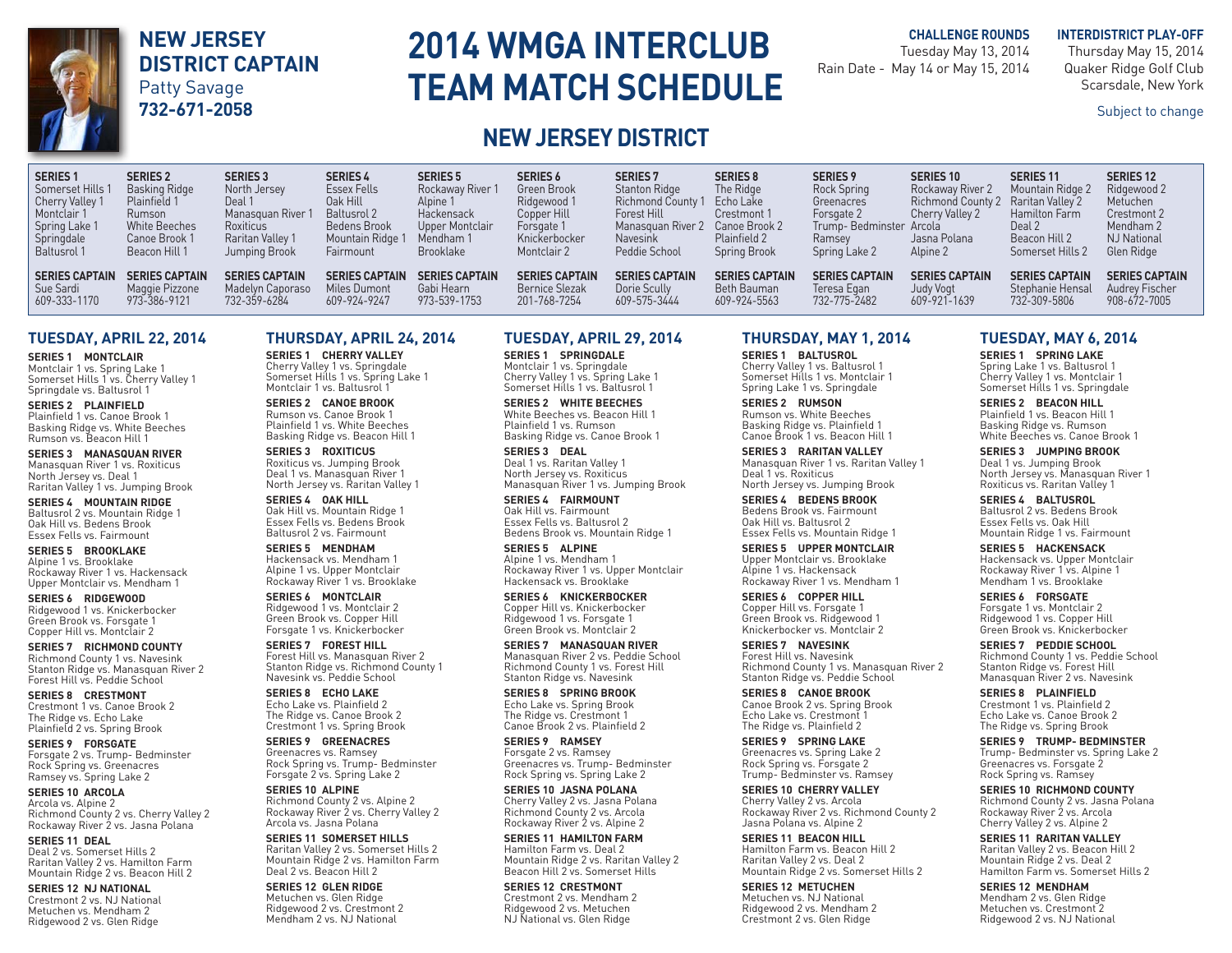# 2014 WMGA INTERCLUB TEAM MATCH SCHEDULE

**NEW JERSEY DISTRICT CAPTAIN**
Patty Savage
**732-671-2058**

**CHALLENGE ROUNDS**
Tuesday May 13, 2014
Rain Date - May 14 or May 15, 2014

**INTERDISTRICT PLAY-OFF**
Thursday May 15, 2014
Quaker Ridge Golf Club
Scarsdale, New York

Subject to change

## NEW JERSEY DISTRICT

| SERIES 1 | SERIES 2 | SERIES 3 | SERIES 4 | SERIES 5 | SERIES 6 | SERIES 7 | SERIES 8 | SERIES 9 | SERIES 10 | SERIES 11 | SERIES 12 |
|---|---|---|---|---|---|---|---|---|---|---|---|
| Somerset Hills 1 | Basking Ridge | North Jersey | Essex Fells | Rockaway River 1 | Green Brook | Stanton Ridge | The Ridge | Rock Spring | Rockaway River 2 | Mountain Ridge 2 | Ridgewood 2 |
| Cherry Valley 1 | Plainfield 1 | Deal 1 | Oak Hill | Alpine 1 | Ridgewood 1 | Richmond County 1 | Echo Lake | Greenacres | Richmond County 2 | Raritan Valley 2 | Metuchen |
| Montclair 1 | Rumson | Manasquan River 1 | Baltusrol 2 | Hackensack | Copper Hill | Forest Hill | Crestmont 1 | Forsgate 2 | Cherry Valley 2 | Hamilton Farm | Crestmont 2 |
| Spring Lake 1 | White Beeches | Roxiticus | Bedens Brook | Upper Montclair | Forsgate 1 | Manasquan River 2 | Canoe Brook 2 | Trump- Bedminster | Arcola | Deal 2 | Mendham 2 |
| Springdale | Canoe Brook 1 | Raritan Valley 1 | Mountain Ridge 1 | Mendham 1 | Knickerbocker | Navesink | Plainfield 2 | Ramsey | Jasna Polana | Beacon Hill 2 | NJ National |
| Baltusrol 1 | Beacon Hill 1 | Jumping Brook | Fairmount | Brooklake | Montclair 2 | Peddie School | Spring Brook | Spring Lake 2 | Alpine 2 | Somerset Hills 2 | Glen Ridge |
| **SERIES CAPTAIN** | **SERIES CAPTAIN** | **SERIES CAPTAIN** | **SERIES CAPTAIN** | **SERIES CAPTAIN** | **SERIES CAPTAIN** | **SERIES CAPTAIN** | **SERIES CAPTAIN** | **SERIES CAPTAIN** | **SERIES CAPTAIN** | **SERIES CAPTAIN** | **SERIES CAPTAIN** |
| Sue Sardi | Maggie Pizzone | Madelyn Caporaso | Miles Dumont | Gabi Hearn | Bernice Slezak | Dorie Scully | Beth Bauman | Teresa Egan | Judy Vogt | Stephanie Hensal | Audrey Fischer |
| 609-333-1170 | 973-386-9121 | 732-359-6284 | 609-924-9247 | 973-539-1753 | 201-768-7254 | 609-575-3444 | 609-924-5563 | 732-775-2482 | 609-921-1639 | 732-309-5806 | 908-672-7005 |

### TUESDAY, APRIL 22, 2014

**SERIES 1 MONTCLAIR**
Montclair 1 vs. Spring Lake 1
Somerset Hills 1 vs. Cherry Valley 1
Springdale vs. Baltusrol 1

**SERIES 2 PLAINFIELD**
Plainfield 1 vs. Canoe Brook 1
Basking Ridge vs. White Beeches
Rumson vs. Beacon Hill 1

**SERIES 3 MANASQUAN RIVER**
Manasquan River 1 vs. Roxiticus
North Jersey vs. Deal 1
Raritan Valley 1 vs. Jumping Brook

**SERIES 4 MOUNTAIN RIDGE**
Baltusrol 2 vs. Mountain Ridge 1
Oak Hill vs. Bedens Brook
Essex Fells vs. Fairmount

**SERIES 5 BROOKLAKE**
Alpine 1 vs. Brooklake
Rockaway River 1 vs. Hackensack
Upper Montclair vs. Mendham 1

**SERIES 6 RIDGEWOOD**
Ridgewood 1 vs. Knickerbocker
Green Brook vs. Forsgate 1
Copper Hill vs. Montclair 2

**SERIES 7 RICHMOND COUNTY**
Richmond County 1 vs. Navesink
Stanton Ridge vs. Manasquan River 2
Forest Hill vs. Peddie School

**SERIES 8 CRESTMONT**
Crestmont 1 vs. Canoe Brook 2
The Ridge vs. Echo Lake
Plainfield 2 vs. Spring Brook

**SERIES 9 FORSGATE**
Forsgate 2 vs. Trump- Bedminster
Rock Spring vs. Greenacres
Ramsey vs. Spring Lake 2

**SERIES 10 ARCOLA**
Arcola vs. Alpine 2
Richmond County 2 vs. Cherry Valley 2
Rockaway River 2 vs. Jasna Polana

**SERIES 11 DEAL**
Deal 2 vs. Somerset Hills 2
Raritan Valley 2 vs. Hamilton Farm
Mountain Ridge 2 vs. Beacon Hill 2

**SERIES 12 NJ NATIONAL**
Crestmont 2 vs. NJ National
Metuchen vs. Mendham 2
Ridgewood 2 vs. Glen Ridge

### THURSDAY, APRIL 24, 2014

**SERIES 1 CHERRY VALLEY**
Cherry Valley 1 vs. Springdale
Somerset Hills 1 vs. Spring Lake 1
Montclair 1 vs. Baltusrol 1

**SERIES 2 CANOE BROOK**
Rumson vs. Canoe Brook 1
Plainfield 1 vs. White Beeches
Basking Ridge vs. Beacon Hill 1

**SERIES 3 ROXITICUS**
Roxiticus vs. Jumping Brook
Deal 1 vs. Manasquan River 1
North Jersey vs. Raritan Valley 1

**SERIES 4 OAK HILL**
Oak Hill vs. Mountain Ridge 1
Essex Fells vs. Bedens Brook
Baltusrol 2 vs. Fairmount

**SERIES 5 MENDHAM**
Hackensack vs. Mendham 1
Alpine 1 vs. Upper Montclair
Rockaway River 1 vs. Brooklake

**SERIES 6 MONTCLAIR**
Ridgewood 1 vs. Montclair 2
Green Brook vs. Copper Hill
Forsgate 1 vs. Knickerbocker

**SERIES 7 FOREST HILL**
Forest Hill vs. Manasquan River 2
Stanton Ridge vs. Richmond County 1
Navesink vs. Peddie School

**SERIES 8 ECHO LAKE**
Echo Lake vs. Plainfield 2
The Ridge vs. Canoe Brook 2
Crestmont 1 vs. Spring Brook

**SERIES 9 GREENACRES**
Greenacres vs. Ramsey
Rock Spring vs. Trump- Bedminster
Forsgate 2 vs. Spring Lake 2

**SERIES 10 ALPINE**
Richmond County 2 vs. Alpine 2
Rockaway River 2 vs. Cherry Valley 2
Arcola vs. Jasna Polana

**SERIES 11 SOMERSET HILLS**
Raritan Valley 2 vs. Somerset Hills 2
Mountain Ridge 2 vs. Hamilton Farm
Deal 2 vs. Beacon Hill 2

**SERIES 12 GLEN RIDGE**
Metuchen vs. Glen Ridge
Ridgewood 2 vs. Crestmont 2
Mendham 2 vs. NJ National

### TUESDAY, APRIL 29, 2014

**SERIES 1 SPRINGDALE**
Montclair 1 vs. Springdale
Cherry Valley 1 vs. Spring Lake 1
Somerset Hills 1 vs. Baltusrol 1

**SERIES 2 WHITE BEECHES**
White Beeches vs. Beacon Hill 1
Plainfield 1 vs. Rumson
Basking Ridge vs. Canoe Brook 1

**SERIES 3 DEAL**
Deal 1 vs. Raritan Valley 1
North Jersey vs. Roxiticus
Manasquan River 1 vs. Jumping Brook

**SERIES 4 FAIRMOUNT**
Oak Hill vs. Fairmount
Essex Fells vs. Baltusrol 2
Bedens Brook vs. Mountain Ridge 1

**SERIES 5 ALPINE**
Alpine 1 vs. Mendham 1
Rockaway River 1 vs. Upper Montclair
Hackensack vs. Brooklake

**SERIES 6 KNICKERBOCKER**
Copper Hill vs. Knickerbocker
Ridgewood 1 vs. Forsgate 1
Green Brook vs. Montclair 2

**SERIES 7 MANASQUAN RIVER**
Manasquan River 2 vs. Peddie School
Richmond County 1 vs. Forest Hill
Stanton Ridge vs. Navesink

**SERIES 8 SPRING BROOK**
Echo Lake vs. Spring Brook
The Ridge vs. Crestmont 1
Canoe Brook 2 vs. Plainfield 2

**SERIES 9 RAMSEY**
Forsgate 2 vs. Ramsey
Greenacres vs. Trump- Bedminster
Rock Spring vs. Spring Lake 2

**SERIES 10 JASNA POLANA**
Cherry Valley 2 vs. Jasna Polana
Richmond County 2 vs. Arcola
Rockaway River 2 vs. Alpine 2

**SERIES 11 HAMILTON FARM**
Hamilton Farm vs. Deal 2
Mountain Ridge 2 vs. Raritan Valley 2
Beacon Hill 2 vs. Somerset Hills

**SERIES 12 CRESTMONT**
Crestmont 2 vs. Mendham 2
Ridgewood 2 vs. Metuchen
NJ National vs. Glen Ridge

### THURSDAY, MAY 1, 2014

**SERIES 1 BALTUSROL**
Cherry Valley 1 vs. Baltusrol 1
Somerset Hills 1 vs. Montclair 1
Spring Lake 1 vs. Springdale

**SERIES 2 RUMSON**
Rumson vs. White Beeches
Basking Ridge vs. Plainfield 1
Canoe Brook 1 vs. Beacon Hill 1

**SERIES 3 RARITAN VALLEY**
Manasquan River 1 vs. Raritan Valley 1
Deal 1 vs. Roxiticus
North Jersey vs. Jumping Brook

**SERIES 4 BEDENS BROOK**
Bedens Brook vs. Fairmount
Oak Hill vs. Baltusrol 2
Essex Fells vs. Mountain Ridge 1

**SERIES 5 UPPER MONTCLAIR**
Upper Montclair vs. Brooklake
Alpine 1 vs. Hackensack
Rockaway River 1 vs. Mendham 1

**SERIES 6 COPPER HILL**
Copper Hill vs. Forsgate 1
Green Brook vs. Ridgewood 1
Knickerbocker vs. Montclair 2

**SERIES 7 NAVESINK**
Forest Hill vs. Navesink
Richmond County 1 vs. Manasquan River 2
Stanton Ridge vs. Peddie School

**SERIES 8 CANOE BROOK**
Canoe Brook 2 vs. Spring Brook
Echo Lake vs. Crestmont 1
The Ridge vs. Plainfield 2

**SERIES 9 SPRING LAKE**
Greenacres vs. Spring Lake 2
Rock Spring vs. Forsgate 2
Trump- Bedminster vs. Ramsey

**SERIES 10 CHERRY VALLEY**
Cherry Valley 2 vs. Arcola
Rockaway River 2 vs. Richmond County 2
Jasna Polana vs. Alpine 2

**SERIES 11 BEACON HILL**
Hamilton Farm vs. Beacon Hill 2
Raritan Valley 2 vs. Deal 2
Mountain Ridge 2 vs. Somerset Hills 2

**SERIES 12 METUCHEN**
Metuchen vs. NJ National
Ridgewood 2 vs. Mendham 2
Crestmont 2 vs. Glen Ridge

### TUESDAY, MAY 6, 2014

**SERIES 1 SPRING LAKE**
Spring Lake 1 vs. Baltusrol 1
Cherry Valley 1 vs. Montclair 1
Somerset Hills 1 vs. Springdale

**SERIES 2 BEACON HILL**
Plainfield 1 vs. Beacon Hill 1
Basking Ridge vs. Rumson
White Beeches vs. Canoe Brook 1

**SERIES 3 JUMPING BROOK**
Deal 1 vs. Jumping Brook
North Jersey vs. Manasquan River 1
Roxiticus vs. Raritan Valley 1

**SERIES 4 BALTUSROL**
Baltusrol 2 vs. Bedens Brook
Essex Fells vs. Oak Hill
Mountain Ridge 1 vs. Fairmount

**SERIES 5 HACKENSACK**
Hackensack vs. Upper Montclair
Rockaway River 1 vs. Alpine 1
Mendham 1 vs. Brooklake

**SERIES 6 FORSGATE**
Forsgate 1 vs. Montclair 2
Ridgewood 1 vs. Copper Hill
Green Brook vs. Knickerbocker

**SERIES 7 PEDDIE SCHOOL**
Richmond County 1 vs. Peddie School
Stanton Ridge vs. Forest Hill
Manasquan River 2 vs. Navesink

**SERIES 8 PLAINFIELD**
Crestmont 1 vs. Plainfield 2
Echo Lake vs. Canoe Brook 2
The Ridge vs. Spring Brook

**SERIES 9 TRUMP- BEDMINSTER**
Trump- Bedminster vs. Spring Lake 2
Greenacres vs. Forsgate 2
Rock Spring vs. Ramsey

**SERIES 10 RICHMOND COUNTY**
Richmond County 2 vs. Jasna Polana
Rockaway River 2 vs. Arcola
Cherry Valley 2 vs. Alpine 2

**SERIES 11 RARITAN VALLEY**
Raritan Valley 2 vs. Beacon Hill 2
Mountain Ridge 2 vs. Deal 2
Hamilton Farm vs. Somerset Hills 2

**SERIES 12 MENDHAM**
Mendham 2 vs. Glen Ridge
Metuchen vs. Crestmont 2
Ridgewood 2 vs. NJ National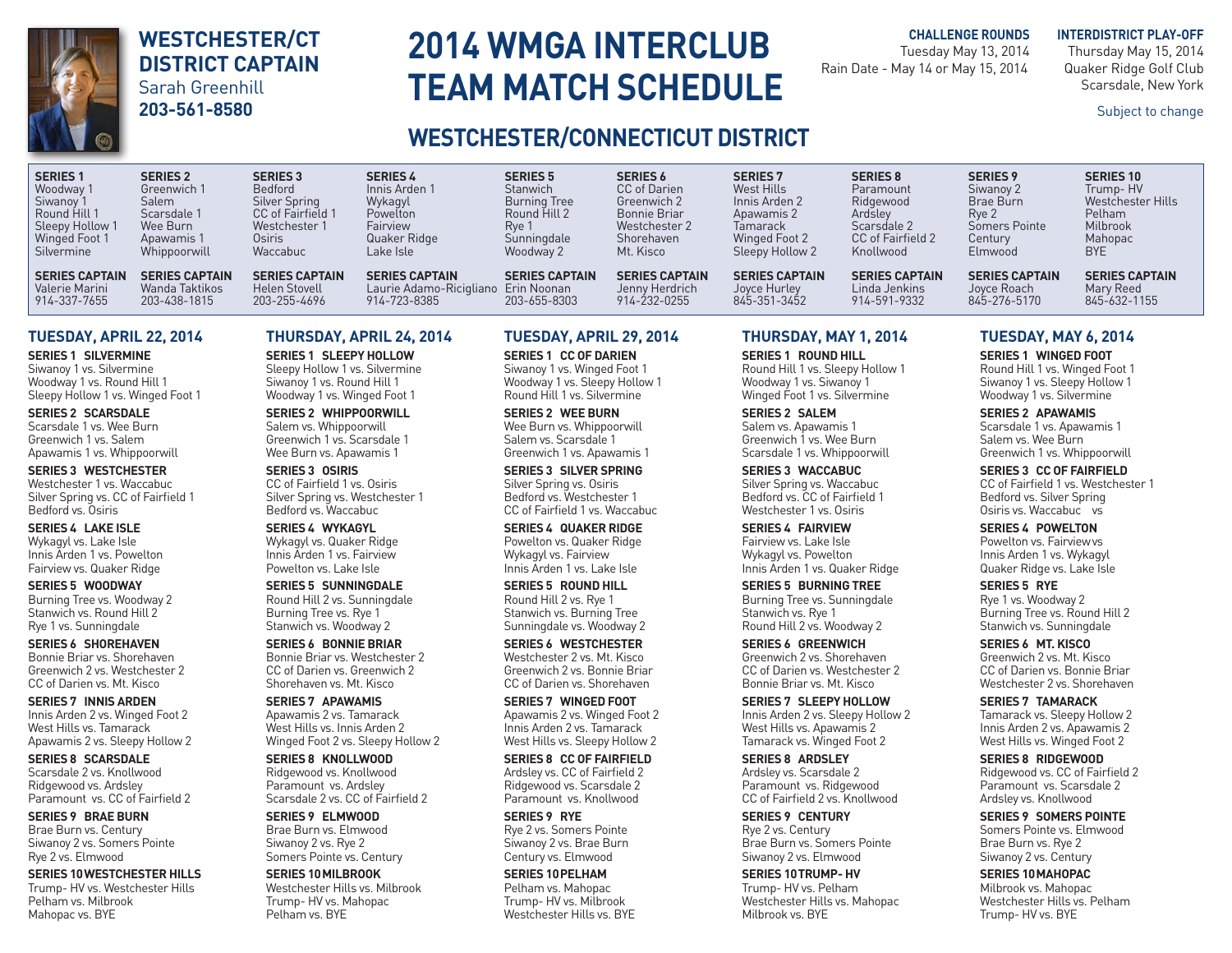## WESTCHESTER/CT DISTRICT CAPTAIN

Sarah Greenhill

**203-561-8580**

# 2014 WMGA INTERCLUB TEAM MATCH SCHEDULE

## WESTCHESTER/CONNECTICUT DISTRICT

**CHALLENGE ROUNDS**
Tuesday May 13, 2014
Rain Date - May 14 or May 15, 2014

**INTERDISTRICT PLAY-OFF**
Thursday May 15, 2014
Quaker Ridge Golf Club
Scarsdale, New York

Subject to change

| SERIES 1 | SERIES 2 | SERIES 3 | SERIES 4 | SERIES 5 | SERIES 6 | SERIES 7 | SERIES 8 | SERIES 9 | SERIES 10 |
|---|---|---|---|---|---|---|---|---|---|
| Woodway 1 | Greenwich 1 | Bedford | Innis Arden 1 | Stanwich | CC of Darien | West Hills | Paramount | Siwanoy 2 | Trump- HV |
| Siwanoy 1 | Salem | Silver Spring | Wykagyl | Burning Tree | Greenwich 2 | Innis Arden 2 | Ridgewood | Brae Burn | Westchester Hills |
| Round Hill 1 | Scarsdale 1 | CC of Fairfield 1 | Powelton | Round Hill 2 | Bonnie Briar | Apawamis 2 | Ardsley | Rye 2 | Pelham |
| Sleepy Hollow 1 | Wee Burn | Westchester 1 | Fairview | Rye 1 | Westchester 2 | Tamarack | Scarsdale 2 | Somers Pointe | Milbrook |
| Winged Foot 1 | Apawamis 1 | Osiris | Quaker Ridge | Sunningdale | Shorehaven | Winged Foot 2 | CC of Fairfield 2 | Century | Mahopac |
| Silvermine | Whippoorwill | Waccabuc | Lake Isle | Woodway 2 | Mt. Kisco | Sleepy Hollow 2 | Knollwood | Elmwood | BYE |
| **SERIES CAPTAIN** | **SERIES CAPTAIN** | **SERIES CAPTAIN** | **SERIES CAPTAIN** | **SERIES CAPTAIN** | **SERIES CAPTAIN** | **SERIES CAPTAIN** | **SERIES CAPTAIN** | **SERIES CAPTAIN** | **SERIES CAPTAIN** |
| Valerie Marini | Wanda Taktikos | Helen Stovell | Laurie Adamo-Ricigliano | Erin Noonan | Jenny Herdrich | Joyce Hurley | Linda Jenkins | Joyce Roach | Mary Reed |
| 914-337-7655 | 203-438-1815 | 203-255-4696 | 914-723-8385 | 203-655-8303 | 914-232-0255 | 845-351-3452 | 914-591-9332 | 845-276-5170 | 845-632-1155 |

### TUESDAY, APRIL 22, 2014

**SERIES 1 SILVERMINE**
Siwanoy 1 vs. Silvermine
Woodway 1 vs. Round Hill 1
Sleepy Hollow 1 vs. Winged Foot 1

**SERIES 2 SCARSDALE**
Scarsdale 1 vs. Wee Burn
Greenwich 1 vs. Salem
Apawamis 1 vs. Whippoorwill

**SERIES 3 WESTCHESTER**
Westchester 1 vs. Waccabuc
Silver Spring vs. CC of Fairfield 1
Bedford vs. Osiris

**SERIES 4 LAKE ISLE**
Wykagyl vs. Lake Isle
Innis Arden 1 vs. Powelton
Fairview vs. Quaker Ridge

**SERIES 5 WOODWAY**
Burning Tree vs. Woodway 2
Stanwich vs. Round Hill 2
Rye 1 vs. Sunningdale

**SERIES 6 SHOREHAVEN**
Bonnie Briar vs. Shorehaven
Greenwich 2 vs. Westchester 2
CC of Darien vs. Mt. Kisco

**SERIES 7 INNIS ARDEN**
Innis Arden 2 vs. Winged Foot 2
West Hills vs. Tamarack
Apawamis 2 vs. Sleepy Hollow 2

**SERIES 8 SCARSDALE**
Scarsdale 2 vs. Knollwood
Ridgewood vs. Ardsley
Paramount vs. CC of Fairfield 2

**SERIES 9 BRAE BURN**
Brae Burn vs. Century
Siwanoy 2 vs. Somers Pointe
Rye 2 vs. Elmwood

**SERIES 10 WESTCHESTER HILLS**
Trump- HV vs. Westchester Hills
Pelham vs. Milbrook
Mahopac vs. BYE

### THURSDAY, APRIL 24, 2014

**SERIES 1 SLEEPY HOLLOW**
Sleepy Hollow 1 vs. Silvermine
Siwanoy 1 vs. Round Hill 1
Woodway 1 vs. Winged Foot 1

**SERIES 2 WHIPPOORWILL**
Salem vs. Whippoorwill
Greenwich 1 vs. Scarsdale 1
Wee Burn vs. Apawamis 1

**SERIES 3 OSIRIS**
CC of Fairfield 1 vs. Osiris
Silver Spring vs. Westchester 1
Bedford vs. Waccabuc

**SERIES 4 WYKAGYL**
Wykagyl vs. Quaker Ridge
Innis Arden 1 vs. Fairview
Powelton vs. Lake Isle

**SERIES 5 SUNNINGDALE**
Round Hill 2 vs. Sunningdale
Burning Tree vs. Rye 1
Stanwich vs. Woodway 2

**SERIES 6 BONNIE BRIAR**
Bonnie Briar vs. Westchester 2
CC of Darien vs. Greenwich 2
Shorehaven vs. Mt. Kisco

**SERIES 7 APAWAMIS**
Apawamis 2 vs. Tamarack
West Hills vs. Innis Arden 2
Winged Foot 2 vs. Sleepy Hollow 2

**SERIES 8 KNOLLWOOD**
Ridgewood vs. Knollwood
Paramount vs. Ardsley
Scarsdale 2 vs. CC of Fairfield 2

**SERIES 9 ELMWOOD**
Brae Burn vs. Elmwood
Siwanoy 2 vs. Rye 2
Somers Pointe vs. Century

**SERIES 10 MILBROOK**
Westchester Hills vs. Milbrook
Trump- HV vs. Mahopac
Pelham vs. BYE

### TUESDAY, APRIL 29, 2014

**SERIES 1 CC OF DARIEN**
Siwanoy 1 vs. Winged Foot 1
Woodway 1 vs. Sleepy Hollow 1
Round Hill 1 vs. Silvermine

**SERIES 2 WEE BURN**
Wee Burn vs. Whippoorwill
Salem vs. Scarsdale 1
Greenwich 1 vs. Apawamis 1

**SERIES 3 SILVER SPRING**
Silver Spring vs. Osiris
Bedford vs. Westchester 1
CC of Fairfield 1 vs. Waccabuc

**SERIES 4 QUAKER RIDGE**
Powelton vs. Quaker Ridge
Wykagyl vs. Fairview
Innis Arden 1 vs. Lake Isle

**SERIES 5 ROUND HILL**
Round Hill 2 vs. Rye 1
Stanwich vs. Burning Tree
Sunningdale vs. Woodway 2

**SERIES 6 WESTCHESTER**
Westchester 2 vs. Mt. Kisco
Greenwich 2 vs. Bonnie Briar
CC of Darien vs. Shorehaven

**SERIES 7 WINGED FOOT**
Apawamis 2 vs. Winged Foot 2
Innis Arden 2 vs. Tamarack
West Hills vs. Sleepy Hollow 2

**SERIES 8 CC OF FAIRFIELD**
Ardsley vs. CC of Fairfield 2
Ridgewood vs. Scarsdale 2
Paramount vs. Knollwood

**SERIES 9 RYE**
Rye 2 vs. Somers Pointe
Siwanoy 2 vs. Brae Burn
Century vs. Elmwood

**SERIES 10 PELHAM**
Pelham vs. Mahopac
Trump- HV vs. Milbrook
Westchester Hills vs. BYE

### THURSDAY, MAY 1, 2014

**SERIES 1 ROUND HILL**
Round Hill 1 vs. Sleepy Hollow 1
Woodway 1 vs. Siwanoy 1
Winged Foot 1 vs. Silvermine

**SERIES 2 SALEM**
Salem vs. Apawamis 1
Greenwich 1 vs. Wee Burn
Scarsdale 1 vs. Whippoorwill

**SERIES 3 WACCABUC**
Silver Spring vs. Waccabuc
Bedford vs. CC of Fairfield 1
Westchester 1 vs. Osiris

**SERIES 4 FAIRVIEW**
Fairview vs. Lake Isle
Wykagyl vs. Powelton
Innis Arden 1 vs. Quaker Ridge

**SERIES 5 BURNING TREE**
Burning Tree vs. Sunningdale
Stanwich vs. Rye 1
Round Hill 2 vs. Woodway 2

**SERIES 6 GREENWICH**
Greenwich 2 vs. Shorehaven
CC of Darien vs. Westchester 2
Bonnie Briar vs. Mt. Kisco

**SERIES 7 SLEEPY HOLLOW**
Innis Arden 2 vs. Sleepy Hollow 2
West Hills vs. Apawamis 2
Tamarack vs. Winged Foot 2

**SERIES 8 ARDSLEY**
Ardsley vs. Scarsdale 2
Paramount vs. Ridgewood
CC of Fairfield 2 vs. Knollwood

**SERIES 9 CENTURY**
Rye 2 vs. Century
Brae Burn vs. Somers Pointe
Siwanoy 2 vs. Elmwood

**SERIES 10 TRUMP- HV**
Trump- HV vs. Pelham
Westchester Hills vs. Mahopac
Milbrook vs. BYE

### TUESDAY, MAY 6, 2014

**SERIES 1 WINGED FOOT**
Round Hill 1 vs. Winged Foot 1
Siwanoy 1 vs. Sleepy Hollow 1
Woodway 1 vs. Silvermine

**SERIES 2 APAWAMIS**
Scarsdale 1 vs. Apawamis 1
Salem vs. Wee Burn
Greenwich 1 vs. Whippoorwill

**SERIES 3 CC OF FAIRFIELD**
CC of Fairfield 1 vs. Westchester 1
Bedford vs. Silver Spring
Osiris vs. Waccabuc vs

**SERIES 4 POWELTON**
Powelton vs. Fairview vs
Innis Arden 1 vs. Wykagyl
Quaker Ridge vs. Lake Isle

**SERIES 5 RYE**
Rye 1 vs. Woodway 2
Burning Tree vs. Round Hill 2
Stanwich vs. Sunningdale

**SERIES 6 MT. KISCO**
Greenwich 2 vs. Mt. Kisco
CC of Darien vs. Bonnie Briar
Westchester 2 vs. Shorehaven

**SERIES 7 TAMARACK**
Tamarack vs. Sleepy Hollow 2
Innis Arden 2 vs. Apawamis 2
West Hills vs. Winged Foot 2

**SERIES 8 RIDGEWOOD**
Ridgewood vs. CC of Fairfield 2
Paramount vs. Scarsdale 2
Ardsley vs. Knollwood

**SERIES 9 SOMERS POINTE**
Somers Pointe vs. Elmwood
Brae Burn vs. Rye 2
Siwanoy 2 vs. Century

**SERIES 10 MAHOPAC**
Milbrook vs. Mahopac
Westchester Hills vs. Pelham
Trump- HV vs. BYE